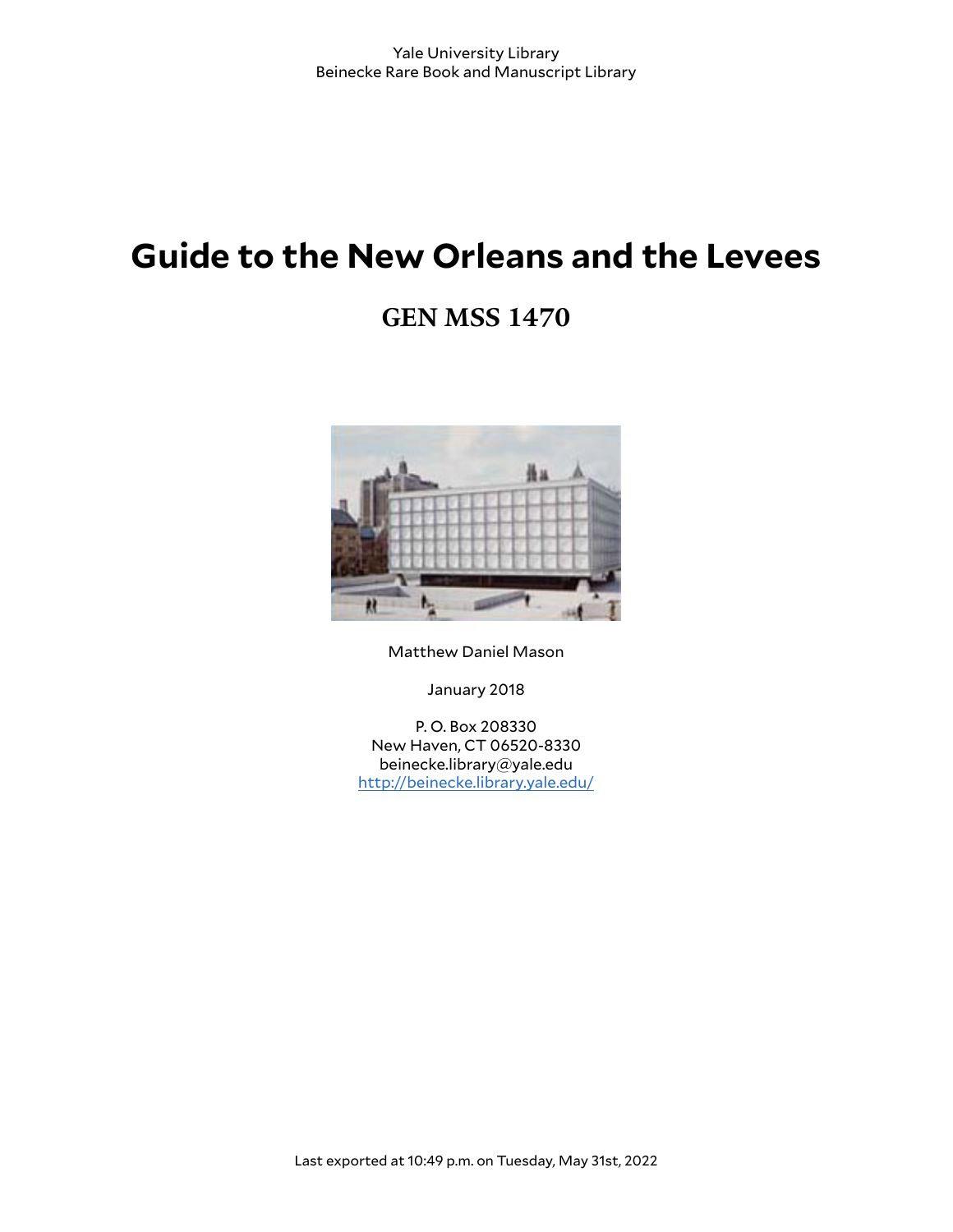Yale University Library
Beinecke Rare Book and Manuscript Library

# Guide to the New Orleans and the Levees

## GEN MSS 1470

Matthew Daniel Mason

January 2018

P. O. Box 208330
New Haven, CT 06520-8330
beinecke.library@yale.edu
http://beinecke.library.yale.edu/

Last exported at 10:49 p.m. on Tuesday, May 31st, 2022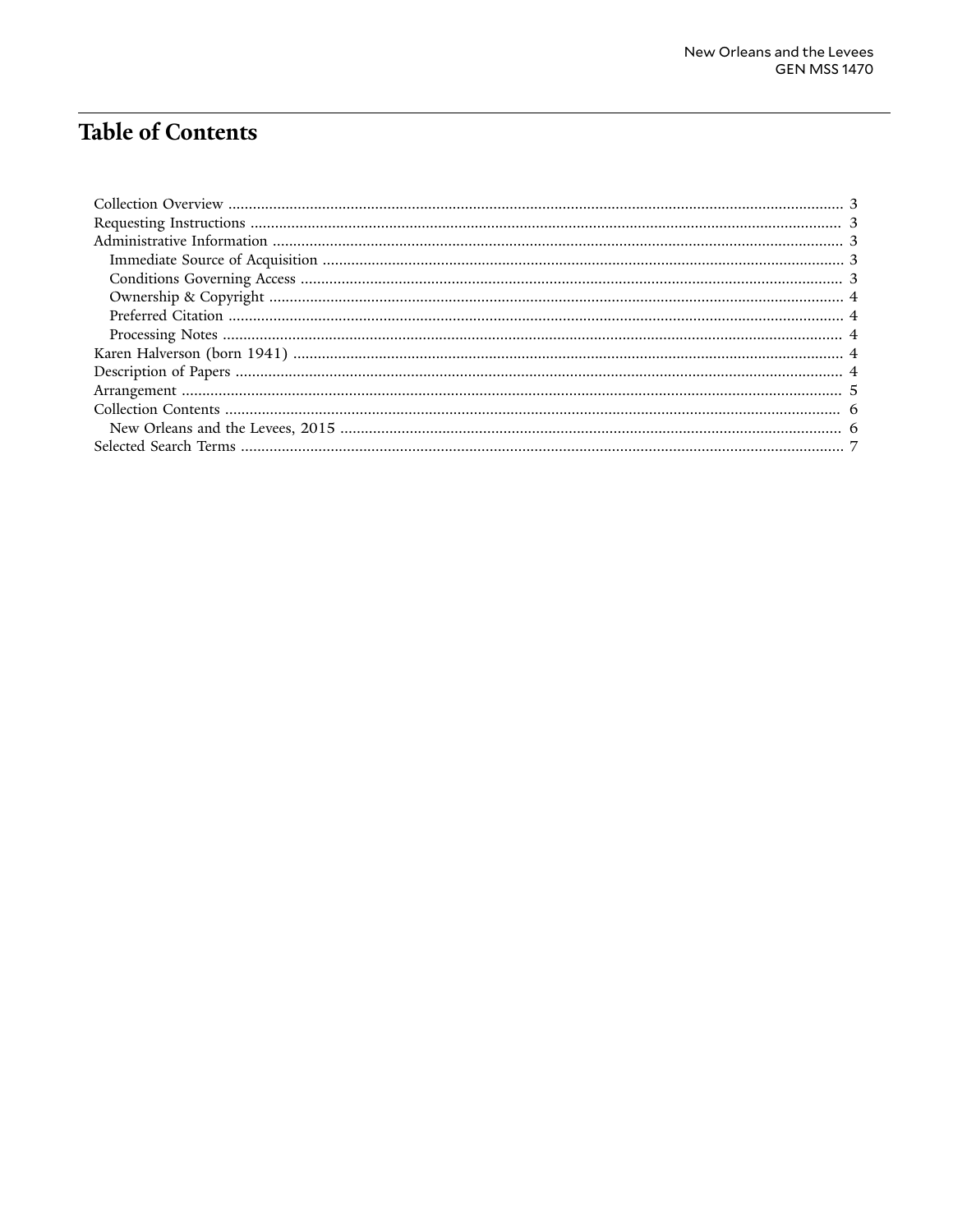# Table of Contents

- Collection Overview ........ 3
- Requesting Instructions ........ 3
- Administrative Information ........ 3
  - Immediate Source of Acquisition ........ 3
  - Conditions Governing Access ........ 3
  - Ownership & Copyright ........ 4
  - Preferred Citation ........ 4
  - Processing Notes ........ 4
- Karen Halverson (born 1941) ........ 4
- Description of Papers ........ 4
- Arrangement ........ 5
- Collection Contents ........ 6
  - New Orleans and the Levees, 2015 ........ 6
- Selected Search Terms ........ 7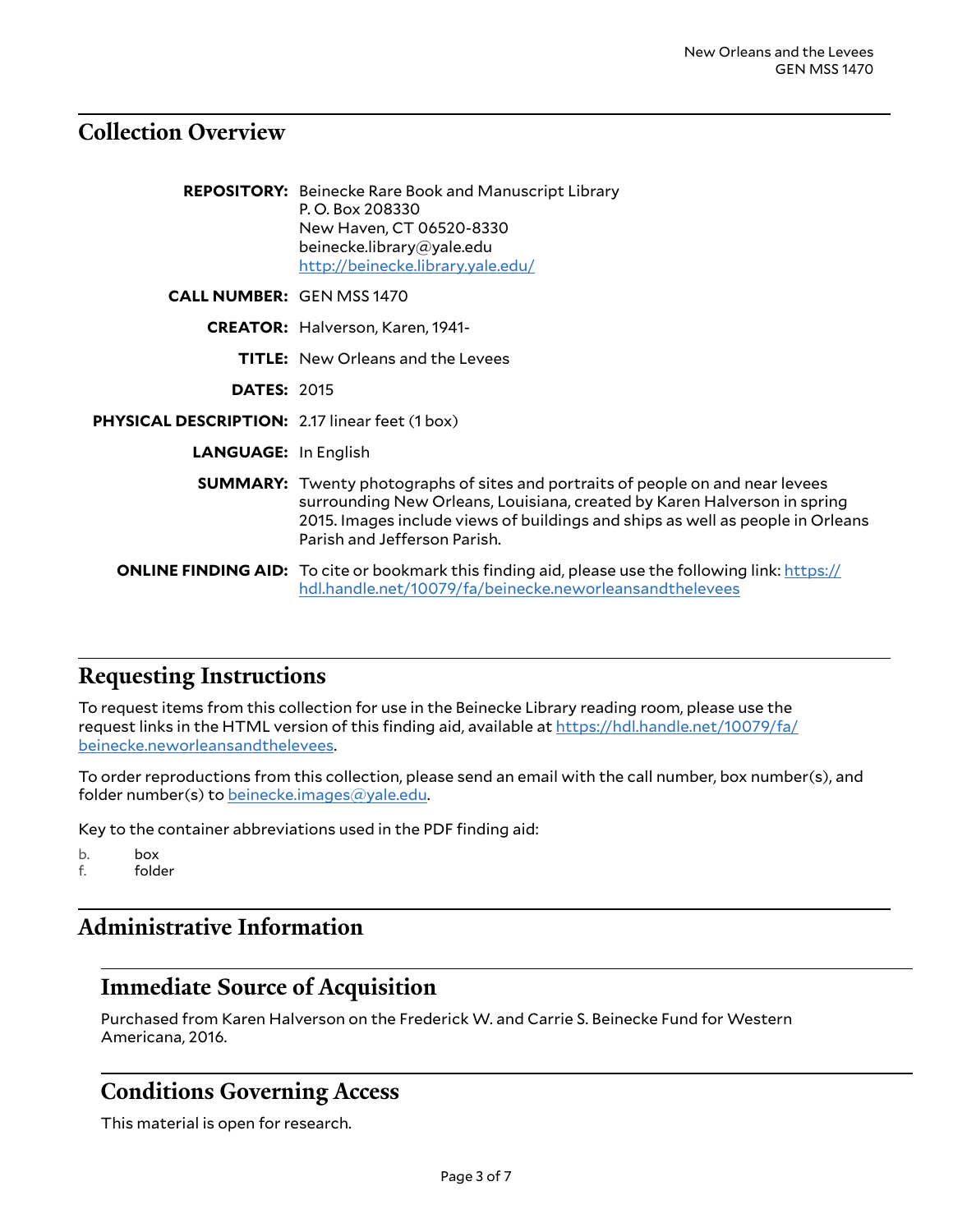## Collection Overview

**REPOSITORY:** Beinecke Rare Book and Manuscript Library
P. O. Box 208330
New Haven, CT 06520-8330
beinecke.library@yale.edu
http://beinecke.library.yale.edu/

**CALL NUMBER:** GEN MSS 1470

**CREATOR:** Halverson, Karen, 1941-

**TITLE:** New Orleans and the Levees

**DATES:** 2015

**PHYSICAL DESCRIPTION:** 2.17 linear feet (1 box)

**LANGUAGE:** In English

**SUMMARY:** Twenty photographs of sites and portraits of people on and near levees surrounding New Orleans, Louisiana, created by Karen Halverson in spring 2015. Images include views of buildings and ships as well as people in Orleans Parish and Jefferson Parish.

**ONLINE FINDING AID:** To cite or bookmark this finding aid, please use the following link: https://hdl.handle.net/10079/fa/beinecke.neworleansandthelevees

## Requesting Instructions

To request items from this collection for use in the Beinecke Library reading room, please use the request links in the HTML version of this finding aid, available at https://hdl.handle.net/10079/fa/beinecke.neworleansandthelevees.

To order reproductions from this collection, please send an email with the call number, box number(s), and folder number(s) to beinecke.images@yale.edu.

Key to the container abbreviations used in the PDF finding aid:

b. box
f. folder

## Administrative Information

### Immediate Source of Acquisition

Purchased from Karen Halverson on the Frederick W. and Carrie S. Beinecke Fund for Western Americana, 2016.

### Conditions Governing Access

This material is open for research.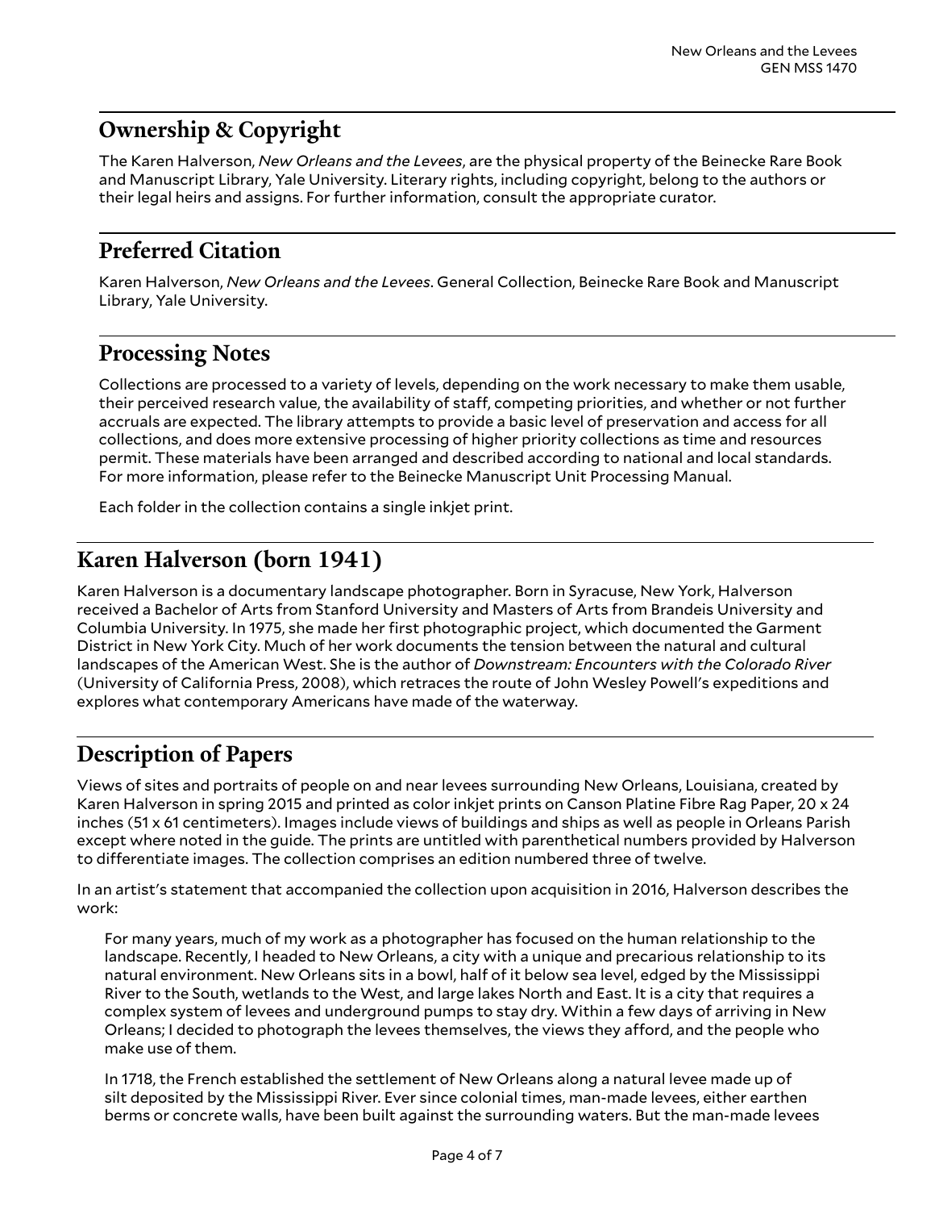## Ownership & Copyright

The Karen Halverson, *New Orleans and the Levees*, are the physical property of the Beinecke Rare Book and Manuscript Library, Yale University. Literary rights, including copyright, belong to the authors or their legal heirs and assigns. For further information, consult the appropriate curator.

## Preferred Citation

Karen Halverson, *New Orleans and the Levees*. General Collection, Beinecke Rare Book and Manuscript Library, Yale University.

## Processing Notes

Collections are processed to a variety of levels, depending on the work necessary to make them usable, their perceived research value, the availability of staff, competing priorities, and whether or not further accruals are expected. The library attempts to provide a basic level of preservation and access for all collections, and does more extensive processing of higher priority collections as time and resources permit. These materials have been arranged and described according to national and local standards. For more information, please refer to the Beinecke Manuscript Unit Processing Manual.

Each folder in the collection contains a single inkjet print.

# Karen Halverson (born 1941)

Karen Halverson is a documentary landscape photographer. Born in Syracuse, New York, Halverson received a Bachelor of Arts from Stanford University and Masters of Arts from Brandeis University and Columbia University. In 1975, she made her first photographic project, which documented the Garment District in New York City. Much of her work documents the tension between the natural and cultural landscapes of the American West. She is the author of *Downstream: Encounters with the Colorado River* (University of California Press, 2008), which retraces the route of John Wesley Powell's expeditions and explores what contemporary Americans have made of the waterway.

# Description of Papers

Views of sites and portraits of people on and near levees surrounding New Orleans, Louisiana, created by Karen Halverson in spring 2015 and printed as color inkjet prints on Canson Platine Fibre Rag Paper, 20 x 24 inches (51 x 61 centimeters). Images include views of buildings and ships as well as people in Orleans Parish except where noted in the guide. The prints are untitled with parenthetical numbers provided by Halverson to differentiate images. The collection comprises an edition numbered three of twelve.

In an artist's statement that accompanied the collection upon acquisition in 2016, Halverson describes the work:

> For many years, much of my work as a photographer has focused on the human relationship to the landscape. Recently, I headed to New Orleans, a city with a unique and precarious relationship to its natural environment. New Orleans sits in a bowl, half of it below sea level, edged by the Mississippi River to the South, wetlands to the West, and large lakes North and East. It is a city that requires a complex system of levees and underground pumps to stay dry. Within a few days of arriving in New Orleans; I decided to photograph the levees themselves, the views they afford, and the people who make use of them.
>
> In 1718, the French established the settlement of New Orleans along a natural levee made up of silt deposited by the Mississippi River. Ever since colonial times, man-made levees, either earthen berms or concrete walls, have been built against the surrounding waters. But the man-made levees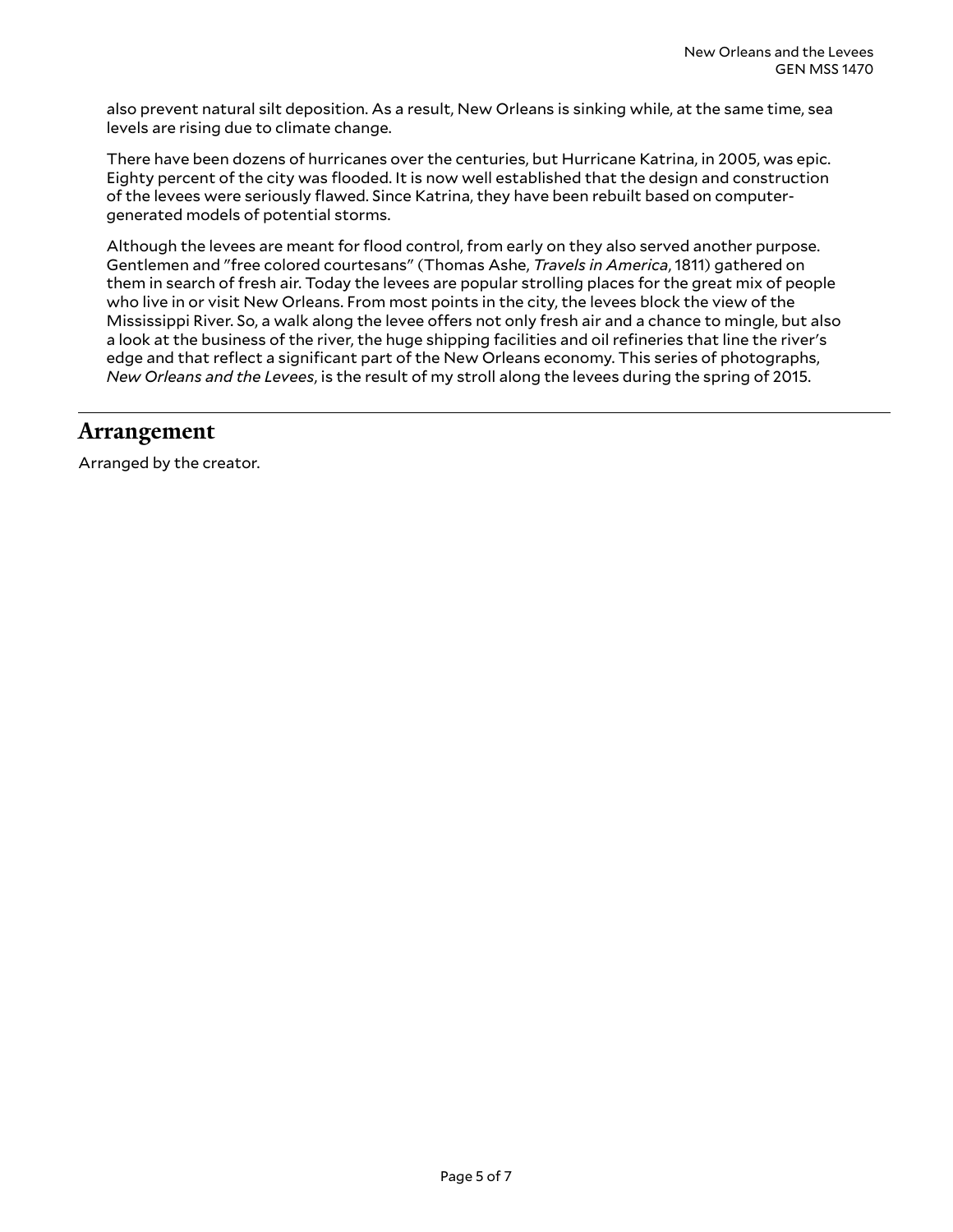also prevent natural silt deposition. As a result, New Orleans is sinking while, at the same time, sea levels are rising due to climate change.

There have been dozens of hurricanes over the centuries, but Hurricane Katrina, in 2005, was epic. Eighty percent of the city was flooded. It is now well established that the design and construction of the levees were seriously flawed. Since Katrina, they have been rebuilt based on computer-generated models of potential storms.

Although the levees are meant for flood control, from early on they also served another purpose. Gentlemen and "free colored courtesans" (Thomas Ashe, *Travels in America*, 1811) gathered on them in search of fresh air. Today the levees are popular strolling places for the great mix of people who live in or visit New Orleans. From most points in the city, the levees block the view of the Mississippi River. So, a walk along the levee offers not only fresh air and a chance to mingle, but also a look at the business of the river, the huge shipping facilities and oil refineries that line the river's edge and that reflect a significant part of the New Orleans economy. This series of photographs, *New Orleans and the Levees*, is the result of my stroll along the levees during the spring of 2015.

## Arrangement

Arranged by the creator.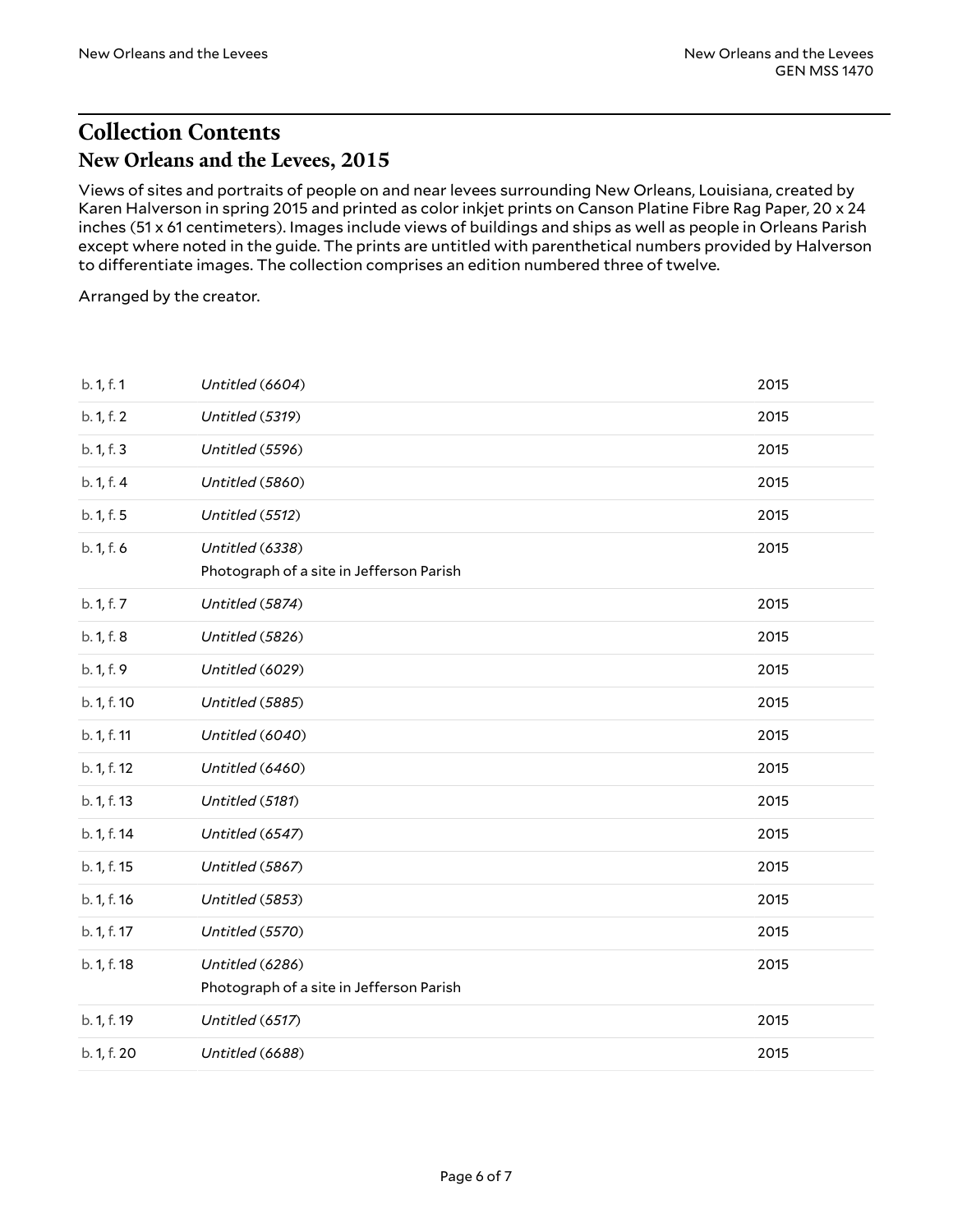## Collection Contents

### New Orleans and the Levees, 2015

Views of sites and portraits of people on and near levees surrounding New Orleans, Louisiana, created by Karen Halverson in spring 2015 and printed as color inkjet prints on Canson Platine Fibre Rag Paper, 20 x 24 inches (51 x 61 centimeters). Images include views of buildings and ships as well as people in Orleans Parish except where noted in the guide. The prints are untitled with parenthetical numbers provided by Halverson to differentiate images. The collection comprises an edition numbered three of twelve.

Arranged by the creator.

| | | |
|---|---|---|
| b. 1, f. 1 | *Untitled (6604)* | 2015 |
| b. 1, f. 2 | *Untitled (5319)* | 2015 |
| b. 1, f. 3 | *Untitled (5596)* | 2015 |
| b. 1, f. 4 | *Untitled (5860)* | 2015 |
| b. 1, f. 5 | *Untitled (5512)* | 2015 |
| b. 1, f. 6 | *Untitled (6338)*<br>Photograph of a site in Jefferson Parish | 2015 |
| b. 1, f. 7 | *Untitled (5874)* | 2015 |
| b. 1, f. 8 | *Untitled (5826)* | 2015 |
| b. 1, f. 9 | *Untitled (6029)* | 2015 |
| b. 1, f. 10 | *Untitled (5885)* | 2015 |
| b. 1, f. 11 | *Untitled (6040)* | 2015 |
| b. 1, f. 12 | *Untitled (6460)* | 2015 |
| b. 1, f. 13 | *Untitled (5181)* | 2015 |
| b. 1, f. 14 | *Untitled (6547)* | 2015 |
| b. 1, f. 15 | *Untitled (5867)* | 2015 |
| b. 1, f. 16 | *Untitled (5853)* | 2015 |
| b. 1, f. 17 | *Untitled (5570)* | 2015 |
| b. 1, f. 18 | *Untitled (6286)*<br>Photograph of a site in Jefferson Parish | 2015 |
| b. 1, f. 19 | *Untitled (6517)* | 2015 |
| b. 1, f. 20 | *Untitled (6688)* | 2015 |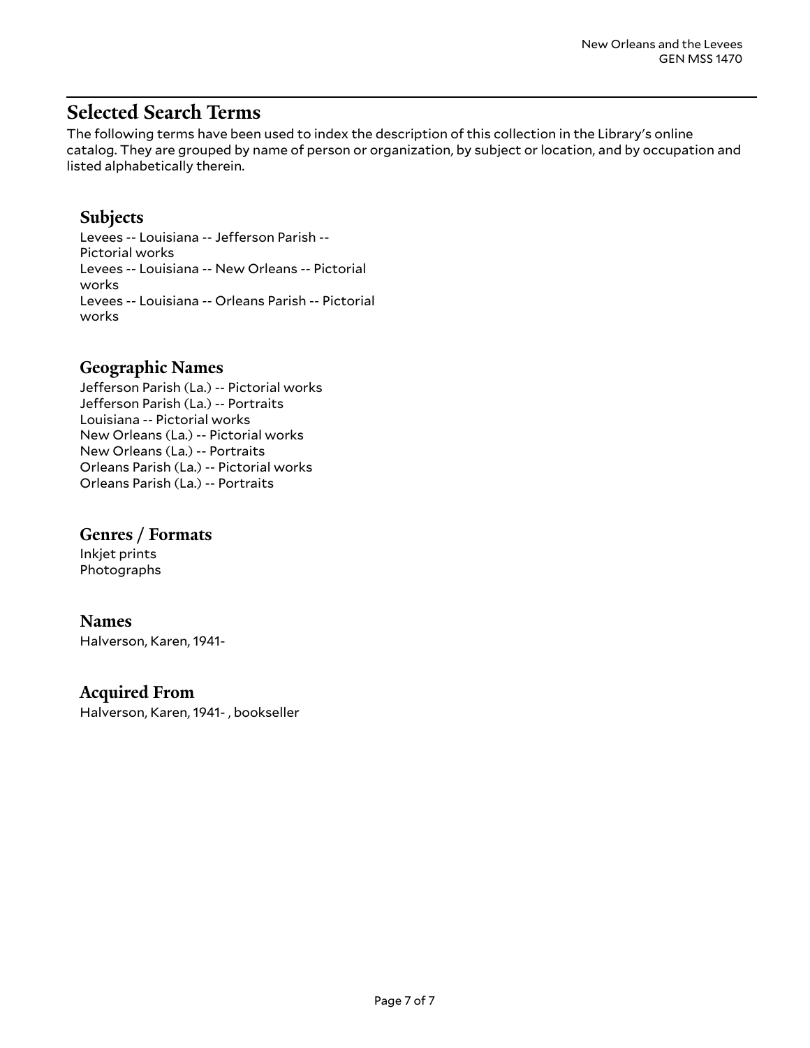## Selected Search Terms

The following terms have been used to index the description of this collection in the Library's online catalog. They are grouped by name of person or organization, by subject or location, and by occupation and listed alphabetically therein.

### Subjects

Levees -- Louisiana -- Jefferson Parish -- Pictorial works
Levees -- Louisiana -- New Orleans -- Pictorial works
Levees -- Louisiana -- Orleans Parish -- Pictorial works

### Geographic Names

Jefferson Parish (La.) -- Pictorial works
Jefferson Parish (La.) -- Portraits
Louisiana -- Pictorial works
New Orleans (La.) -- Pictorial works
New Orleans (La.) -- Portraits
Orleans Parish (La.) -- Pictorial works
Orleans Parish (La.) -- Portraits

### Genres / Formats

Inkjet prints
Photographs

### Names

Halverson, Karen, 1941-

### Acquired From

Halverson, Karen, 1941- , bookseller